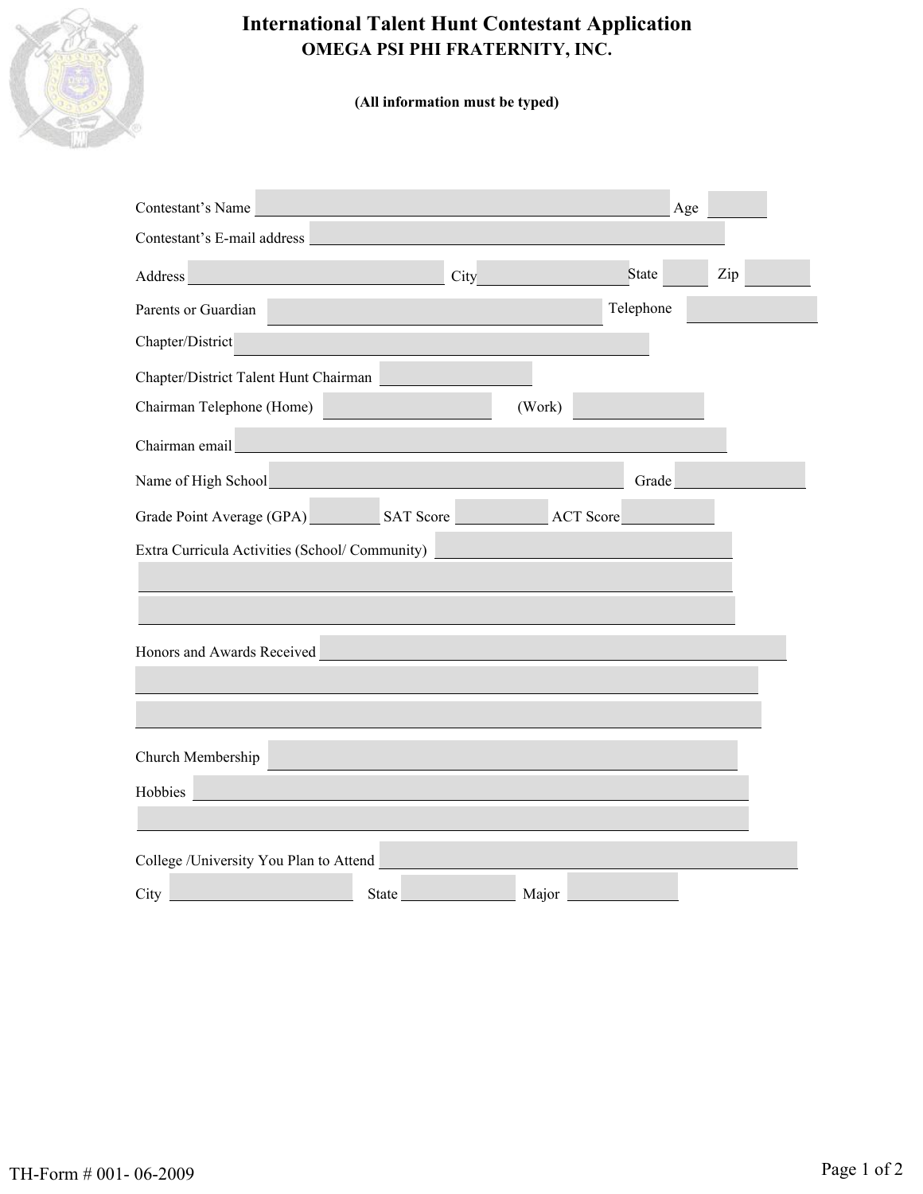# International Talent Hunt Contestant Application

## OMEGA PSI PHI FRATERNITY, INC.

**(All information must be typed)**

Contestant's Name ______________________________ Age ______

Contestant's E-mail address ______________________________

Address ____________________ City ____________ State ______ Zip ______

Parents or Guardian ______________________________ Telephone ______________

Chapter/District ______________________________

Chapter/District Talent Hunt Chairman ______________

Chairman Telephone (Home) ______________ (Work) ______________

Chairman email ______________________________

Name of High School ______________________________ Grade ______________

Grade Point Average (GPA) ________ SAT Score ________ ACT Score ________

Extra Curricula Activities (School/ Community) ______________________________

______________________________________________________________

______________________________________________________________

Honors and Awards Received ______________________________

______________________________________________________________

______________________________________________________________

Church Membership ______________________________

Hobbies ______________________________

______________________________________________________________

College /University You Plan to Attend ______________________________

City ______________ State ______________ Major ______________

TH-Form # 001- 06-2009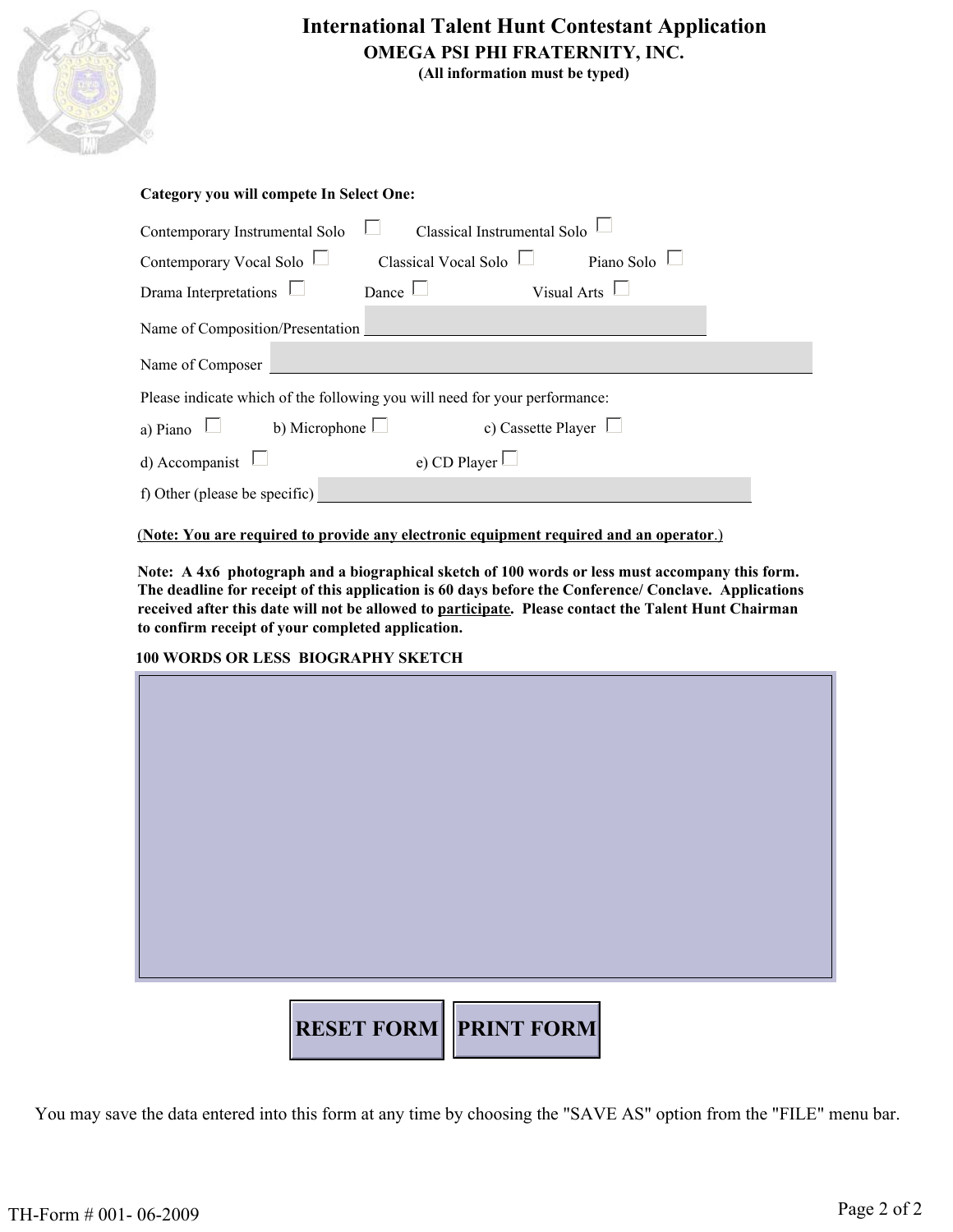# International Talent Hunt Contestant Application

**OMEGA PSI PHI FRATERNITY, INC.**

**(All information must be typed)**

**Category you will compete In Select One:**

Contemporary Instrumental Solo ☐ Classical Instrumental Solo ☐

Contemporary Vocal Solo ☐ Classical Vocal Solo ☐ Piano Solo ☐

Drama Interpretations ☐ Dance ☐ Visual Arts ☐

Name of Composition/Presentation ______________________________

Name of Composer ______________________________

Please indicate which of the following you will need for your performance:

a) Piano ☐ b) Microphone ☐ c) Cassette Player ☐

d) Accompanist ☐ e) CD Player ☐

f) Other (please be specific) ______________________________

(**Note: You are required to provide any electronic equipment required and an operator**.)

**Note: A 4x6 photograph and a biographical sketch of 100 words or less must accompany this form. The deadline for receipt of this application is 60 days before the Conference/ Conclave. Applications received after this date will not be allowed to participate. Please contact the Talent Hunt Chairman to confirm receipt of your completed application.**

**100 WORDS OR LESS BIOGRAPHY SKETCH**

**RESET FORM** **PRINT FORM**

You may save the data entered into this form at any time by choosing the "SAVE AS" option from the "FILE" menu bar.

TH-Form # 001- 06-2009